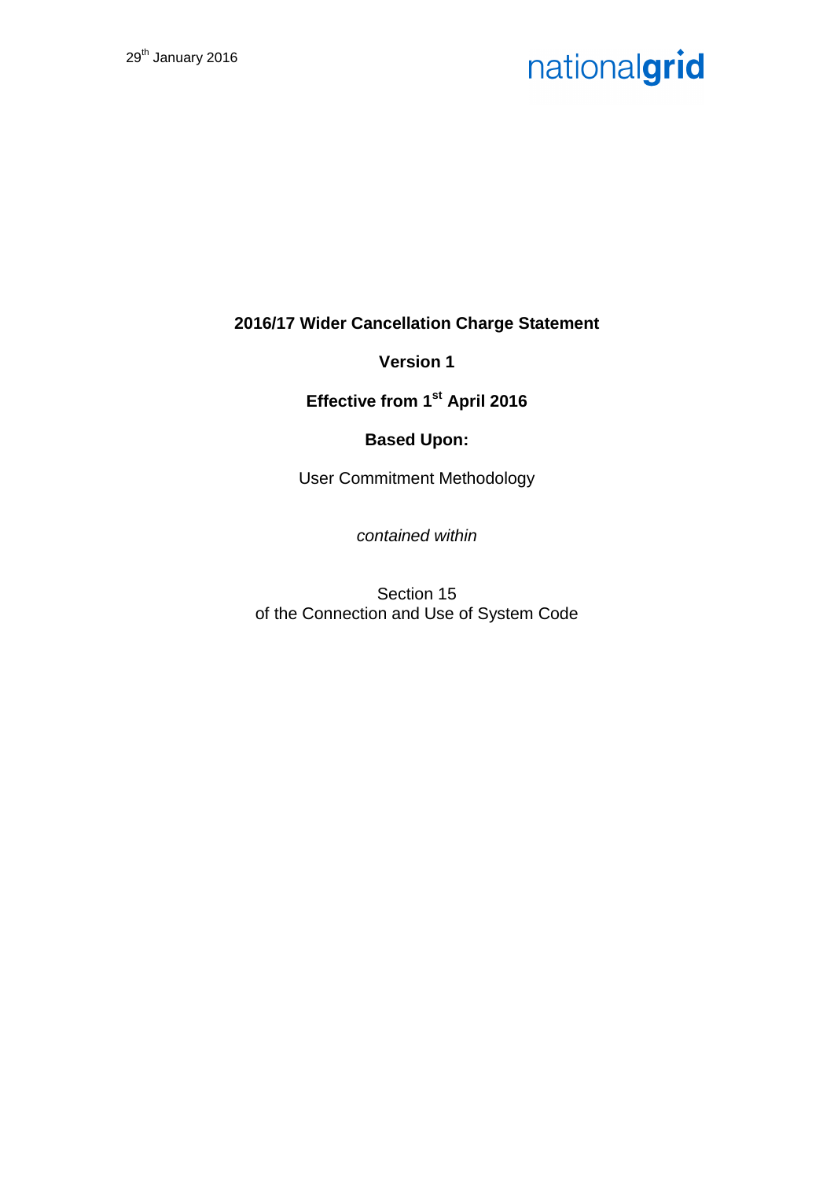29th January 2016

nationalgrid

**2016/17 Wider Cancellation Charge Statement**

**Version 1**

**Effective from 1st April 2016**

**Based Upon:**

User Commitment Methodology

*contained within*

Section 15
of the Connection and Use of System Code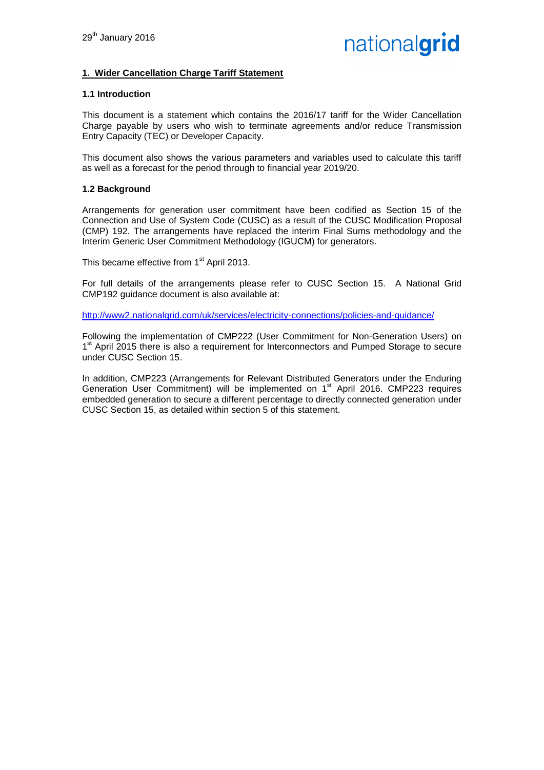29th January 2016

## 1. Wider Cancellation Charge Tariff Statement

### 1.1 Introduction

This document is a statement which contains the 2016/17 tariff for the Wider Cancellation Charge payable by users who wish to terminate agreements and/or reduce Transmission Entry Capacity (TEC) or Developer Capacity.

This document also shows the various parameters and variables used to calculate this tariff as well as a forecast for the period through to financial year 2019/20.

### 1.2 Background

Arrangements for generation user commitment have been codified as Section 15 of the Connection and Use of System Code (CUSC) as a result of the CUSC Modification Proposal (CMP) 192. The arrangements have replaced the interim Final Sums methodology and the Interim Generic User Commitment Methodology (IGUCM) for generators.

This became effective from 1st April 2013.

For full details of the arrangements please refer to CUSC Section 15. A National Grid CMP192 guidance document is also available at:

http://www2.nationalgrid.com/uk/services/electricity-connections/policies-and-guidance/

Following the implementation of CMP222 (User Commitment for Non-Generation Users) on 1st April 2015 there is also a requirement for Interconnectors and Pumped Storage to secure under CUSC Section 15.

In addition, CMP223 (Arrangements for Relevant Distributed Generators under the Enduring Generation User Commitment) will be implemented on 1st April 2016. CMP223 requires embedded generation to secure a different percentage to directly connected generation under CUSC Section 15, as detailed within section 5 of this statement.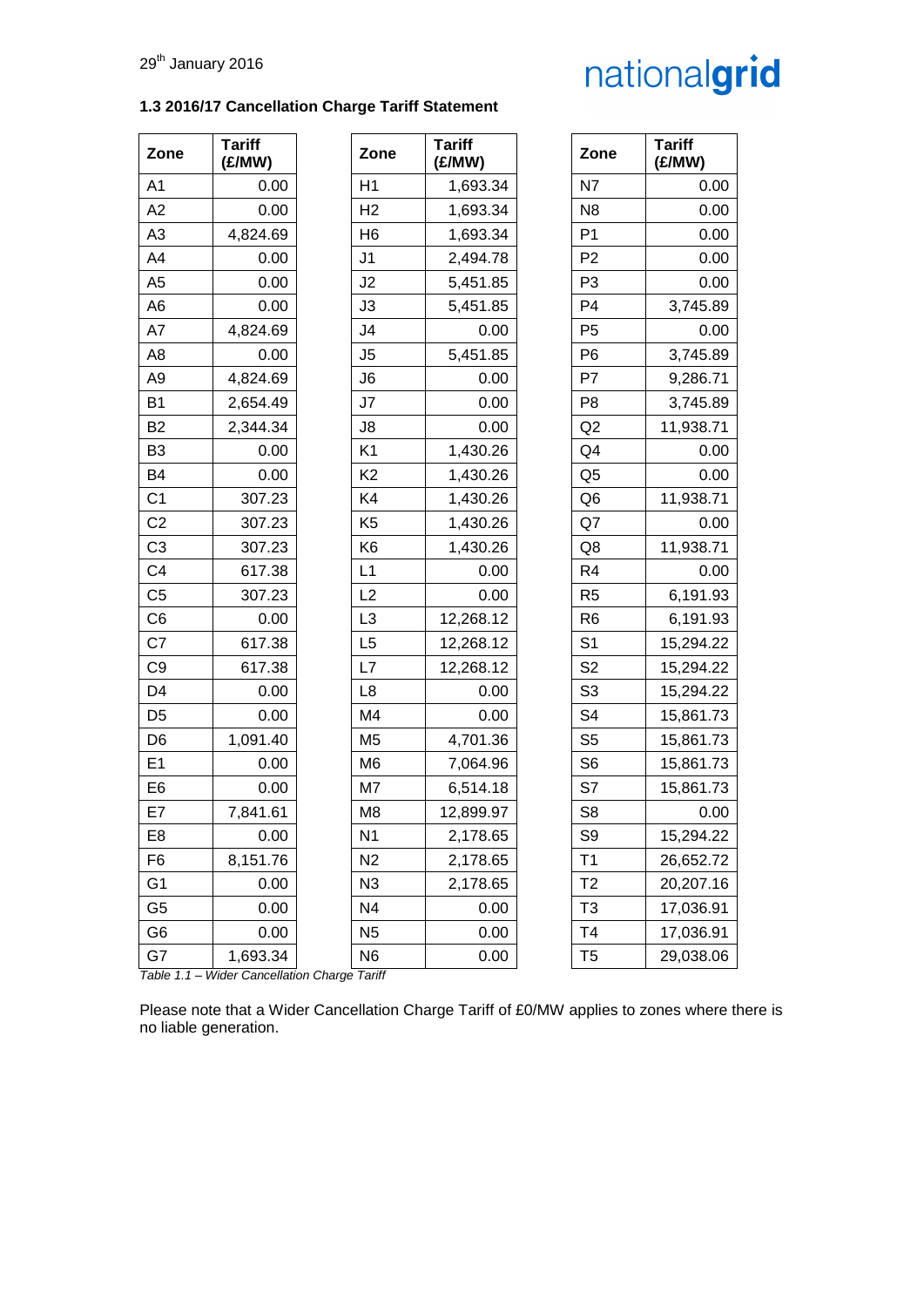29th January 2016

### 1.3 2016/17 Cancellation Charge Tariff Statement

| Zone | Tariff (£/MW) |
|---|---|
| A1 | 0.00 |
| A2 | 0.00 |
| A3 | 4,824.69 |
| A4 | 0.00 |
| A5 | 0.00 |
| A6 | 0.00 |
| A7 | 4,824.69 |
| A8 | 0.00 |
| A9 | 4,824.69 |
| B1 | 2,654.49 |
| B2 | 2,344.34 |
| B3 | 0.00 |
| B4 | 0.00 |
| C1 | 307.23 |
| C2 | 307.23 |
| C3 | 307.23 |
| C4 | 617.38 |
| C5 | 307.23 |
| C6 | 0.00 |
| C7 | 617.38 |
| C9 | 617.38 |
| D4 | 0.00 |
| D5 | 0.00 |
| D6 | 1,091.40 |
| E1 | 0.00 |
| E6 | 0.00 |
| E7 | 7,841.61 |
| E8 | 0.00 |
| F6 | 8,151.76 |
| G1 | 0.00 |
| G5 | 0.00 |
| G6 | 0.00 |
| G7 | 1,693.34 |
| H1 | 1,693.34 |
| H2 | 1,693.34 |
| H6 | 1,693.34 |
| J1 | 2,494.78 |
| J2 | 5,451.85 |
| J3 | 5,451.85 |
| J4 | 0.00 |
| J5 | 5,451.85 |
| J6 | 0.00 |
| J7 | 0.00 |
| J8 | 0.00 |
| K1 | 1,430.26 |
| K2 | 1,430.26 |
| K4 | 1,430.26 |
| K5 | 1,430.26 |
| K6 | 1,430.26 |
| L1 | 0.00 |
| L2 | 0.00 |
| L3 | 12,268.12 |
| L5 | 12,268.12 |
| L7 | 12,268.12 |
| L8 | 0.00 |
| M4 | 0.00 |
| M5 | 4,701.36 |
| M6 | 7,064.96 |
| M7 | 6,514.18 |
| M8 | 12,899.97 |
| N1 | 2,178.65 |
| N2 | 2,178.65 |
| N3 | 2,178.65 |
| N4 | 0.00 |
| N5 | 0.00 |
| N6 | 0.00 |
| N7 | 0.00 |
| N8 | 0.00 |
| P1 | 0.00 |
| P2 | 0.00 |
| P3 | 0.00 |
| P4 | 3,745.89 |
| P5 | 0.00 |
| P6 | 3,745.89 |
| P7 | 9,286.71 |
| P8 | 3,745.89 |
| Q2 | 11,938.71 |
| Q4 | 0.00 |
| Q5 | 0.00 |
| Q6 | 11,938.71 |
| Q7 | 0.00 |
| Q8 | 11,938.71 |
| R4 | 0.00 |
| R5 | 6,191.93 |
| R6 | 6,191.93 |
| S1 | 15,294.22 |
| S2 | 15,294.22 |
| S3 | 15,294.22 |
| S4 | 15,861.73 |
| S5 | 15,861.73 |
| S6 | 15,861.73 |
| S7 | 15,861.73 |
| S8 | 0.00 |
| S9 | 15,294.22 |
| T1 | 26,652.72 |
| T2 | 20,207.16 |
| T3 | 17,036.91 |
| T4 | 17,036.91 |
| T5 | 29,038.06 |

*Table 1.1 – Wider Cancellation Charge Tariff*

Please note that a Wider Cancellation Charge Tariff of £0/MW applies to zones where there is no liable generation.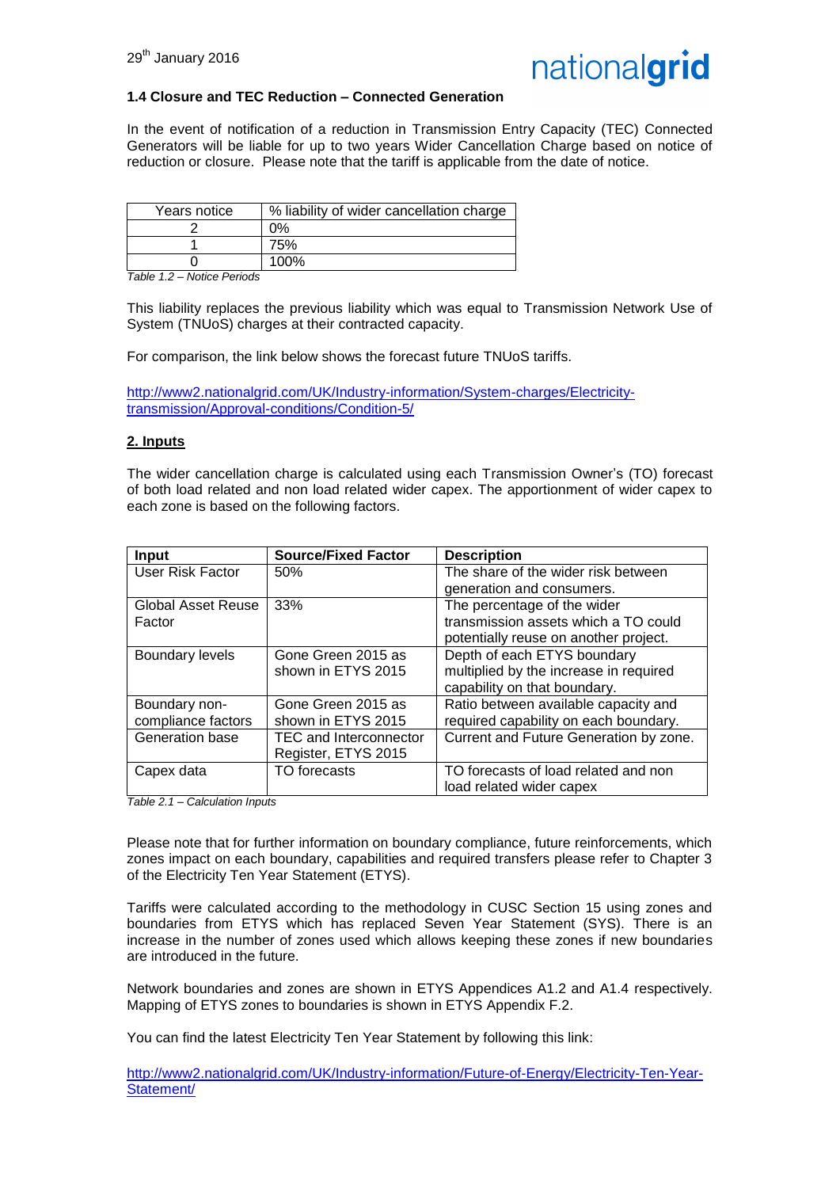### 1.4 Closure and TEC Reduction – Connected Generation

In the event of notification of a reduction in Transmission Entry Capacity (TEC) Connected Generators will be liable for up to two years Wider Cancellation Charge based on notice of reduction or closure. Please note that the tariff is applicable from the date of notice.

| Years notice | % liability of wider cancellation charge |
|---|---|
| 2 | 0% |
| 1 | 75% |
| 0 | 100% |

*Table 1.2 – Notice Periods*

This liability replaces the previous liability which was equal to Transmission Network Use of System (TNUoS) charges at their contracted capacity.

For comparison, the link below shows the forecast future TNUoS tariffs.

http://www2.nationalgrid.com/UK/Industry-information/System-charges/Electricity-transmission/Approval-conditions/Condition-5/

## 2. Inputs

The wider cancellation charge is calculated using each Transmission Owner's (TO) forecast of both load related and non load related wider capex. The apportionment of wider capex to each zone is based on the following factors.

| Input | Source/Fixed Factor | Description |
|---|---|---|
| User Risk Factor | 50% | The share of the wider risk between generation and consumers. |
| Global Asset Reuse Factor | 33% | The percentage of the wider transmission assets which a TO could potentially reuse on another project. |
| Boundary levels | Gone Green 2015 as shown in ETYS 2015 | Depth of each ETYS boundary multiplied by the increase in required capability on that boundary. |
| Boundary non-compliance factors | Gone Green 2015 as shown in ETYS 2015 | Ratio between available capacity and required capability on each boundary. |
| Generation base | TEC and Interconnector Register, ETYS 2015 | Current and Future Generation by zone. |
| Capex data | TO forecasts | TO forecasts of load related and non load related wider capex |

*Table 2.1 – Calculation Inputs*

Please note that for further information on boundary compliance, future reinforcements, which zones impact on each boundary, capabilities and required transfers please refer to Chapter 3 of the Electricity Ten Year Statement (ETYS).

Tariffs were calculated according to the methodology in CUSC Section 15 using zones and boundaries from ETYS which has replaced Seven Year Statement (SYS). There is an increase in the number of zones used which allows keeping these zones if new boundaries are introduced in the future.

Network boundaries and zones are shown in ETYS Appendices A1.2 and A1.4 respectively. Mapping of ETYS zones to boundaries is shown in ETYS Appendix F.2.

You can find the latest Electricity Ten Year Statement by following this link:

http://www2.nationalgrid.com/UK/Industry-information/Future-of-Energy/Electricity-Ten-Year-Statement/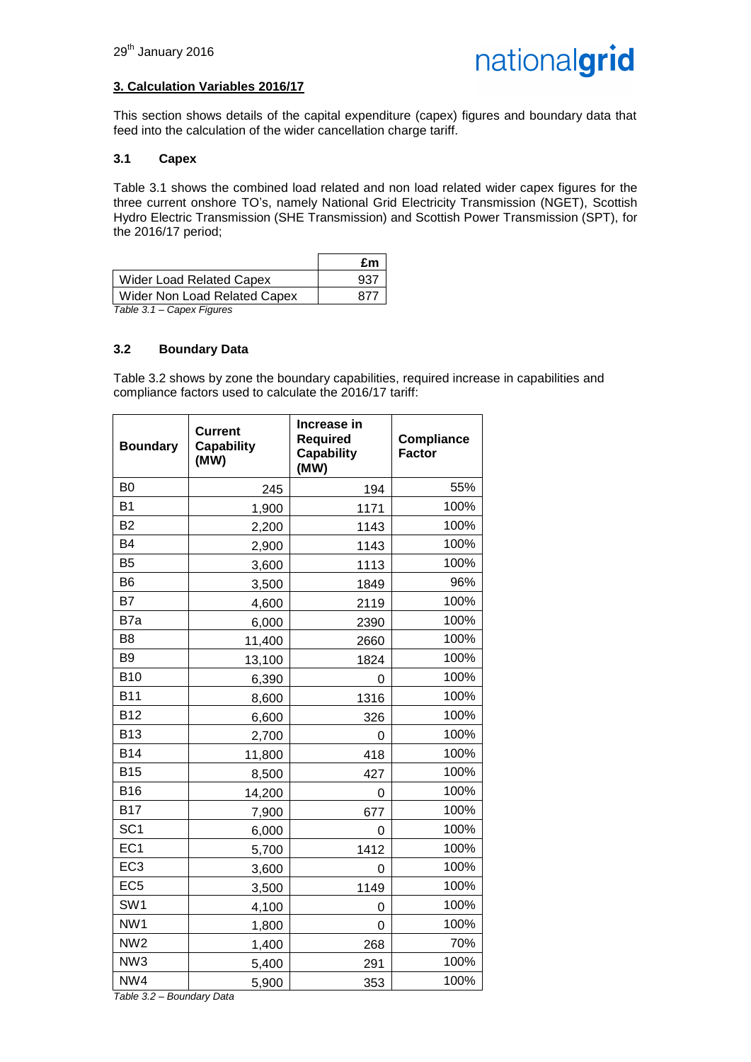## 3. Calculation Variables 2016/17

This section shows details of the capital expenditure (capex) figures and boundary data that feed into the calculation of the wider cancellation charge tariff.

### 3.1 Capex

Table 3.1 shows the combined load related and non load related wider capex figures for the three current onshore TO's, namely National Grid Electricity Transmission (NGET), Scottish Hydro Electric Transmission (SHE Transmission) and Scottish Power Transmission (SPT), for the 2016/17 period;

| | £m |
|---|---|
| Wider Load Related Capex | 937 |
| Wider Non Load Related Capex | 877 |

*Table 3.1 – Capex Figures*

### 3.2 Boundary Data

Table 3.2 shows by zone the boundary capabilities, required increase in capabilities and compliance factors used to calculate the 2016/17 tariff:

| Boundary | Current Capability (MW) | Increase in Required Capability (MW) | Compliance Factor |
|---|---|---|---|
| B0 | 245 | 194 | 55% |
| B1 | 1,900 | 1171 | 100% |
| B2 | 2,200 | 1143 | 100% |
| B4 | 2,900 | 1143 | 100% |
| B5 | 3,600 | 1113 | 100% |
| B6 | 3,500 | 1849 | 96% |
| B7 | 4,600 | 2119 | 100% |
| B7a | 6,000 | 2390 | 100% |
| B8 | 11,400 | 2660 | 100% |
| B9 | 13,100 | 1824 | 100% |
| B10 | 6,390 | 0 | 100% |
| B11 | 8,600 | 1316 | 100% |
| B12 | 6,600 | 326 | 100% |
| B13 | 2,700 | 0 | 100% |
| B14 | 11,800 | 418 | 100% |
| B15 | 8,500 | 427 | 100% |
| B16 | 14,200 | 0 | 100% |
| B17 | 7,900 | 677 | 100% |
| SC1 | 6,000 | 0 | 100% |
| EC1 | 5,700 | 1412 | 100% |
| EC3 | 3,600 | 0 | 100% |
| EC5 | 3,500 | 1149 | 100% |
| SW1 | 4,100 | 0 | 100% |
| NW1 | 1,800 | 0 | 100% |
| NW2 | 1,400 | 268 | 70% |
| NW3 | 5,400 | 291 | 100% |
| NW4 | 5,900 | 353 | 100% |

*Table 3.2 – Boundary Data*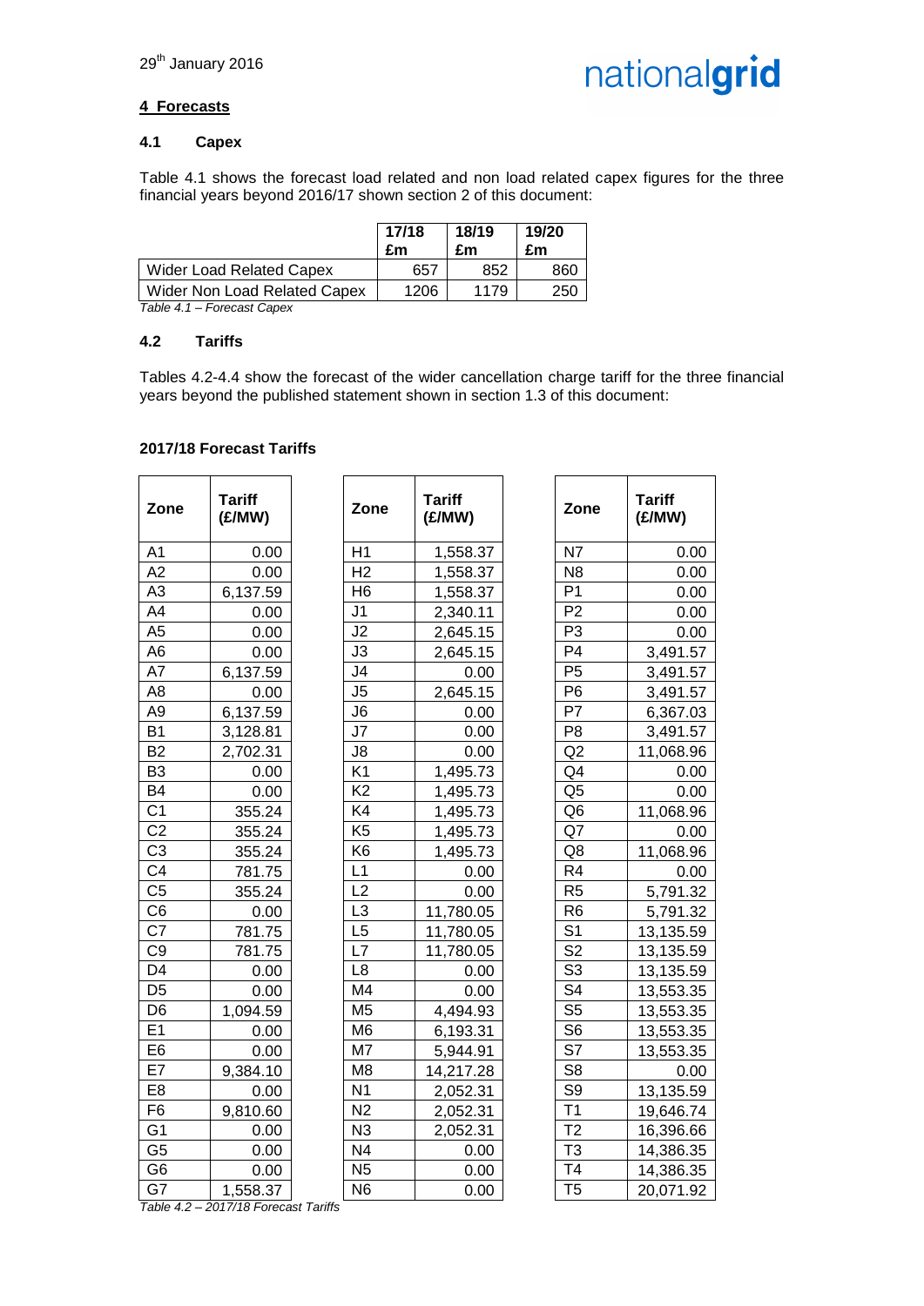## 4 Forecasts

### 4.1 Capex

Table 4.1 shows the forecast load related and non load related capex figures for the three financial years beyond 2016/17 shown section 2 of this document:

| | 17/18 £m | 18/19 £m | 19/20 £m |
|---|---|---|---|
| Wider Load Related Capex | 657 | 852 | 860 |
| Wider Non Load Related Capex | 1206 | 1179 | 250 |

*Table 4.1 – Forecast Capex*

### 4.2 Tariffs

Tables 4.2-4.4 show the forecast of the wider cancellation charge tariff for the three financial years beyond the published statement shown in section 1.3 of this document:

**2017/18 Forecast Tariffs**

| Zone | Tariff (£/MW) | Zone | Tariff (£/MW) | Zone | Tariff (£/MW) |
|---|---|---|---|---|---|
| A1 | 0.00 | H1 | 1,558.37 | N7 | 0.00 |
| A2 | 0.00 | H2 | 1,558.37 | N8 | 0.00 |
| A3 | 6,137.59 | H6 | 1,558.37 | P1 | 0.00 |
| A4 | 0.00 | J1 | 2,340.11 | P2 | 0.00 |
| A5 | 0.00 | J2 | 2,645.15 | P3 | 0.00 |
| A6 | 0.00 | J3 | 2,645.15 | P4 | 3,491.57 |
| A7 | 6,137.59 | J4 | 0.00 | P5 | 3,491.57 |
| A8 | 0.00 | J5 | 2,645.15 | P6 | 3,491.57 |
| A9 | 6,137.59 | J6 | 0.00 | P7 | 6,367.03 |
| B1 | 3,128.81 | J7 | 0.00 | P8 | 3,491.57 |
| B2 | 2,702.31 | J8 | 0.00 | Q2 | 11,068.96 |
| B3 | 0.00 | K1 | 1,495.73 | Q4 | 0.00 |
| B4 | 0.00 | K2 | 1,495.73 | Q5 | 0.00 |
| C1 | 355.24 | K4 | 1,495.73 | Q6 | 11,068.96 |
| C2 | 355.24 | K5 | 1,495.73 | Q7 | 0.00 |
| C3 | 355.24 | K6 | 1,495.73 | Q8 | 11,068.96 |
| C4 | 781.75 | L1 | 0.00 | R4 | 0.00 |
| C5 | 355.24 | L2 | 0.00 | R5 | 5,791.32 |
| C6 | 0.00 | L3 | 11,780.05 | R6 | 5,791.32 |
| C7 | 781.75 | L5 | 11,780.05 | S1 | 13,135.59 |
| C9 | 781.75 | L7 | 11,780.05 | S2 | 13,135.59 |
| D4 | 0.00 | L8 | 0.00 | S3 | 13,135.59 |
| D5 | 0.00 | M4 | 0.00 | S4 | 13,553.35 |
| D6 | 1,094.59 | M5 | 4,494.93 | S5 | 13,553.35 |
| E1 | 0.00 | M6 | 6,193.31 | S6 | 13,553.35 |
| E6 | 0.00 | M7 | 5,944.91 | S7 | 13,553.35 |
| E7 | 9,384.10 | M8 | 14,217.28 | S8 | 0.00 |
| E8 | 0.00 | N1 | 2,052.31 | S9 | 13,135.59 |
| F6 | 9,810.60 | N2 | 2,052.31 | T1 | 19,646.74 |
| G1 | 0.00 | N3 | 2,052.31 | T2 | 16,396.66 |
| G5 | 0.00 | N4 | 0.00 | T3 | 14,386.35 |
| G6 | 0.00 | N5 | 0.00 | T4 | 14,386.35 |
| G7 | 1,558.37 | N6 | 0.00 | T5 | 20,071.92 |

*Table 4.2 – 2017/18 Forecast Tariffs*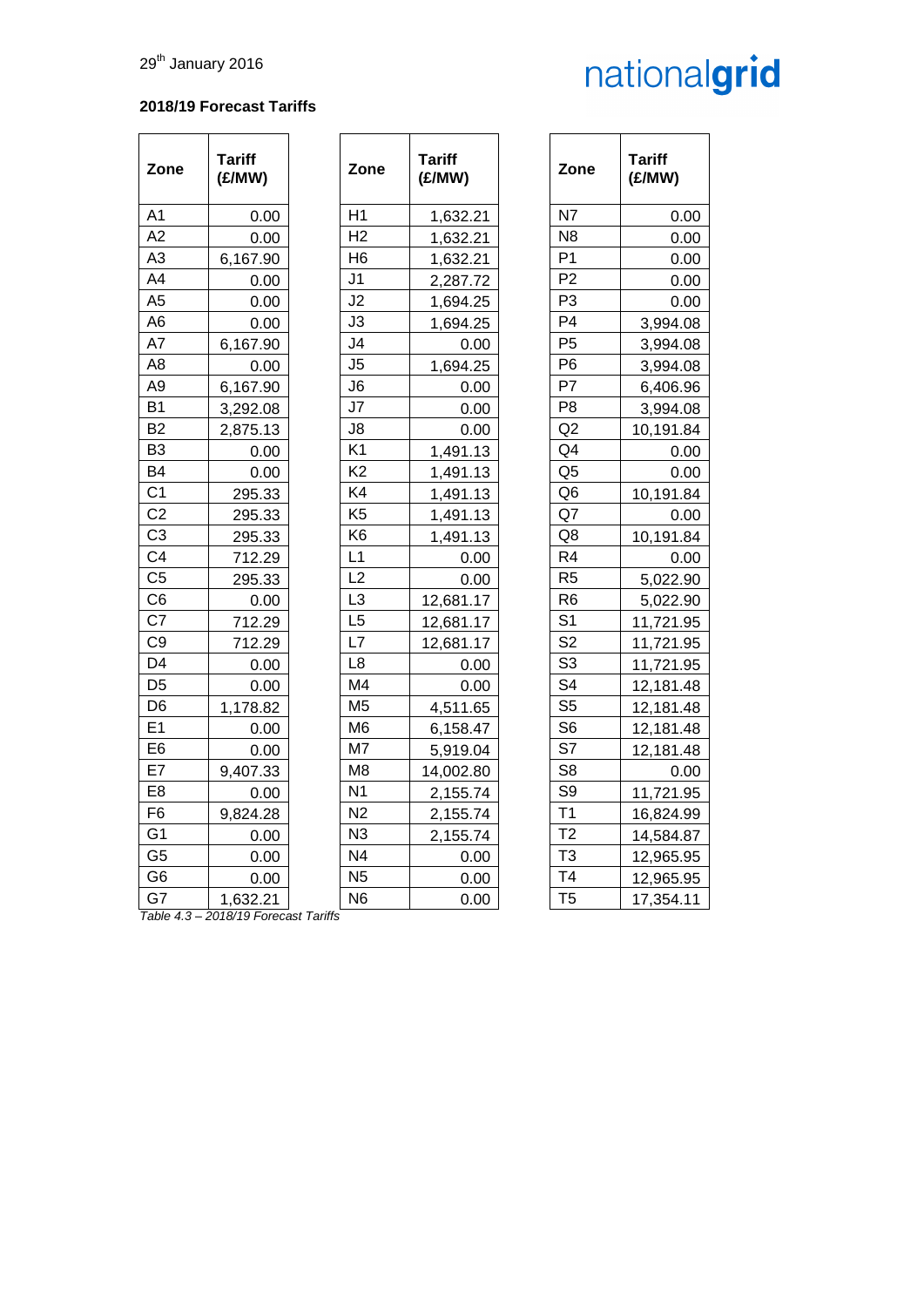29th January 2016

**2018/19 Forecast Tariffs**

| Zone | Tariff (£/MW) |
|---|---|
| A1 | 0.00 |
| A2 | 0.00 |
| A3 | 6,167.90 |
| A4 | 0.00 |
| A5 | 0.00 |
| A6 | 0.00 |
| A7 | 6,167.90 |
| A8 | 0.00 |
| A9 | 6,167.90 |
| B1 | 3,292.08 |
| B2 | 2,875.13 |
| B3 | 0.00 |
| B4 | 0.00 |
| C1 | 295.33 |
| C2 | 295.33 |
| C3 | 295.33 |
| C4 | 712.29 |
| C5 | 295.33 |
| C6 | 0.00 |
| C7 | 712.29 |
| C9 | 712.29 |
| D4 | 0.00 |
| D5 | 0.00 |
| D6 | 1,178.82 |
| E1 | 0.00 |
| E6 | 0.00 |
| E7 | 9,407.33 |
| E8 | 0.00 |
| F6 | 9,824.28 |
| G1 | 0.00 |
| G5 | 0.00 |
| G6 | 0.00 |
| G7 | 1,632.21 |
| H1 | 1,632.21 |
| H2 | 1,632.21 |
| H6 | 1,632.21 |
| J1 | 2,287.72 |
| J2 | 1,694.25 |
| J3 | 1,694.25 |
| J4 | 0.00 |
| J5 | 1,694.25 |
| J6 | 0.00 |
| J7 | 0.00 |
| J8 | 0.00 |
| K1 | 1,491.13 |
| K2 | 1,491.13 |
| K4 | 1,491.13 |
| K5 | 1,491.13 |
| K6 | 1,491.13 |
| L1 | 0.00 |
| L2 | 0.00 |
| L3 | 12,681.17 |
| L5 | 12,681.17 |
| L7 | 12,681.17 |
| L8 | 0.00 |
| M4 | 0.00 |
| M5 | 4,511.65 |
| M6 | 6,158.47 |
| M7 | 5,919.04 |
| M8 | 14,002.80 |
| N1 | 2,155.74 |
| N2 | 2,155.74 |
| N3 | 2,155.74 |
| N4 | 0.00 |
| N5 | 0.00 |
| N6 | 0.00 |
| N7 | 0.00 |
| N8 | 0.00 |
| P1 | 0.00 |
| P2 | 0.00 |
| P3 | 0.00 |
| P4 | 3,994.08 |
| P5 | 3,994.08 |
| P6 | 3,994.08 |
| P7 | 6,406.96 |
| P8 | 3,994.08 |
| Q2 | 10,191.84 |
| Q4 | 0.00 |
| Q5 | 0.00 |
| Q6 | 10,191.84 |
| Q7 | 0.00 |
| Q8 | 10,191.84 |
| R4 | 0.00 |
| R5 | 5,022.90 |
| R6 | 5,022.90 |
| S1 | 11,721.95 |
| S2 | 11,721.95 |
| S3 | 11,721.95 |
| S4 | 12,181.48 |
| S5 | 12,181.48 |
| S6 | 12,181.48 |
| S7 | 12,181.48 |
| S8 | 0.00 |
| S9 | 11,721.95 |
| T1 | 16,824.99 |
| T2 | 14,584.87 |
| T3 | 12,965.95 |
| T4 | 12,965.95 |
| T5 | 17,354.11 |

*Table 4.3 – 2018/19 Forecast Tariffs*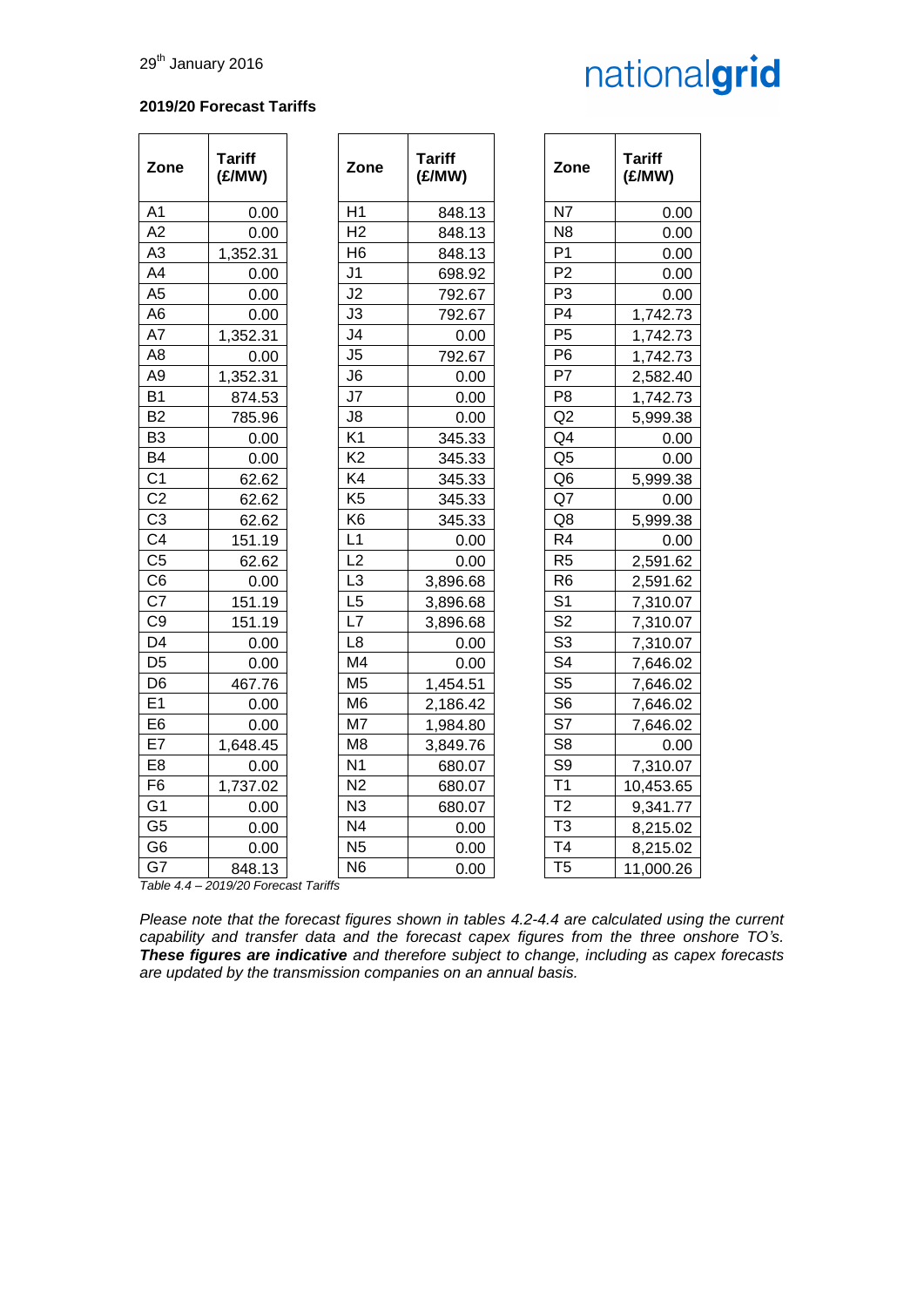29th January 2016

**2019/20 Forecast Tariffs**

| Zone | Tariff (£/MW) |
|---|---|
| A1 | 0.00 |
| A2 | 0.00 |
| A3 | 1,352.31 |
| A4 | 0.00 |
| A5 | 0.00 |
| A6 | 0.00 |
| A7 | 1,352.31 |
| A8 | 0.00 |
| A9 | 1,352.31 |
| B1 | 874.53 |
| B2 | 785.96 |
| B3 | 0.00 |
| B4 | 0.00 |
| C1 | 62.62 |
| C2 | 62.62 |
| C3 | 62.62 |
| C4 | 151.19 |
| C5 | 62.62 |
| C6 | 0.00 |
| C7 | 151.19 |
| C9 | 151.19 |
| D4 | 0.00 |
| D5 | 0.00 |
| D6 | 467.76 |
| E1 | 0.00 |
| E6 | 0.00 |
| E7 | 1,648.45 |
| E8 | 0.00 |
| F6 | 1,737.02 |
| G1 | 0.00 |
| G5 | 0.00 |
| G6 | 0.00 |
| G7 | 848.13 |
| H1 | 848.13 |
| H2 | 848.13 |
| H6 | 848.13 |
| J1 | 698.92 |
| J2 | 792.67 |
| J3 | 792.67 |
| J4 | 0.00 |
| J5 | 792.67 |
| J6 | 0.00 |
| J7 | 0.00 |
| J8 | 0.00 |
| K1 | 345.33 |
| K2 | 345.33 |
| K4 | 345.33 |
| K5 | 345.33 |
| K6 | 345.33 |
| L1 | 0.00 |
| L2 | 0.00 |
| L3 | 3,896.68 |
| L5 | 3,896.68 |
| L7 | 3,896.68 |
| L8 | 0.00 |
| M4 | 0.00 |
| M5 | 1,454.51 |
| M6 | 2,186.42 |
| M7 | 1,984.80 |
| M8 | 3,849.76 |
| N1 | 680.07 |
| N2 | 680.07 |
| N3 | 680.07 |
| N4 | 0.00 |
| N5 | 0.00 |
| N6 | 0.00 |
| N7 | 0.00 |
| N8 | 0.00 |
| P1 | 0.00 |
| P2 | 0.00 |
| P3 | 0.00 |
| P4 | 1,742.73 |
| P5 | 1,742.73 |
| P6 | 1,742.73 |
| P7 | 2,582.40 |
| P8 | 1,742.73 |
| Q2 | 5,999.38 |
| Q4 | 0.00 |
| Q5 | 0.00 |
| Q6 | 5,999.38 |
| Q7 | 0.00 |
| Q8 | 5,999.38 |
| R4 | 0.00 |
| R5 | 2,591.62 |
| R6 | 2,591.62 |
| S1 | 7,310.07 |
| S2 | 7,310.07 |
| S3 | 7,310.07 |
| S4 | 7,646.02 |
| S5 | 7,646.02 |
| S6 | 7,646.02 |
| S7 | 7,646.02 |
| S8 | 0.00 |
| S9 | 7,310.07 |
| T1 | 10,453.65 |
| T2 | 9,341.77 |
| T3 | 8,215.02 |
| T4 | 8,215.02 |
| T5 | 11,000.26 |

*Table 4.4 – 2019/20 Forecast Tariffs*

*Please note that the forecast figures shown in tables 4.2-4.4 are calculated using the current capability and transfer data and the forecast capex figures from the three onshore TO's. **These figures are indicative** and therefore subject to change, including as capex forecasts are updated by the transmission companies on an annual basis.*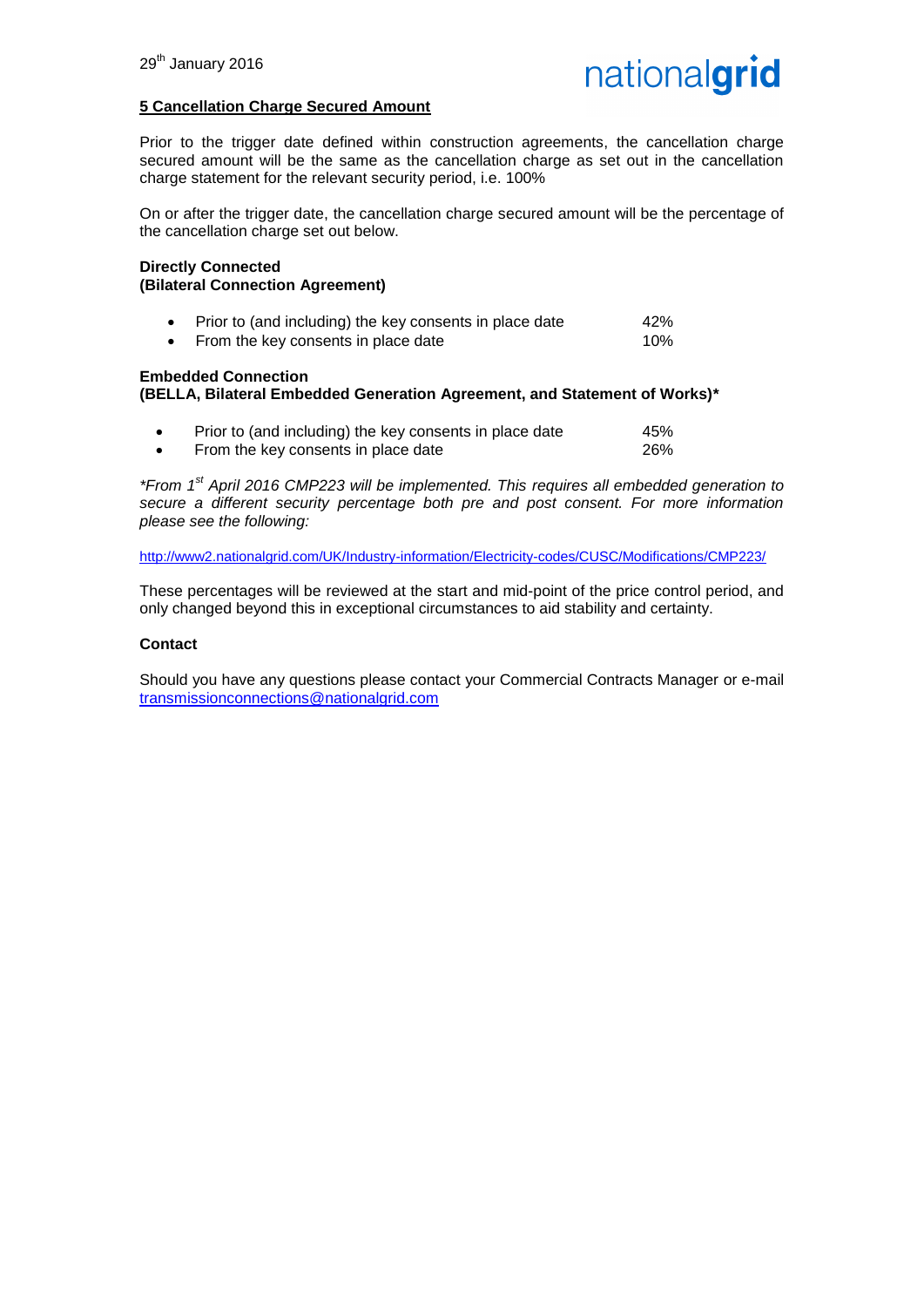## 5 Cancellation Charge Secured Amount

Prior to the trigger date defined within construction agreements, the cancellation charge secured amount will be the same as the cancellation charge as set out in the cancellation charge statement for the relevant security period, i.e. 100%

On or after the trigger date, the cancellation charge secured amount will be the percentage of the cancellation charge set out below.

**Directly Connected**
**(Bilateral Connection Agreement)**

- Prior to (and including) the key consents in place date 42%
- From the key consents in place date 10%

**Embedded Connection**
**(BELLA, Bilateral Embedded Generation Agreement, and Statement of Works)***

- Prior to (and including) the key consents in place date 45%
- From the key consents in place date 26%

*\*From 1st April 2016 CMP223 will be implemented. This requires all embedded generation to secure a different security percentage both pre and post consent. For more information please see the following:*

http://www2.nationalgrid.com/UK/Industry-information/Electricity-codes/CUSC/Modifications/CMP223/

These percentages will be reviewed at the start and mid-point of the price control period, and only changed beyond this in exceptional circumstances to aid stability and certainty.

**Contact**

Should you have any questions please contact your Commercial Contracts Manager or e-mail transmissionconnections@nationalgrid.com